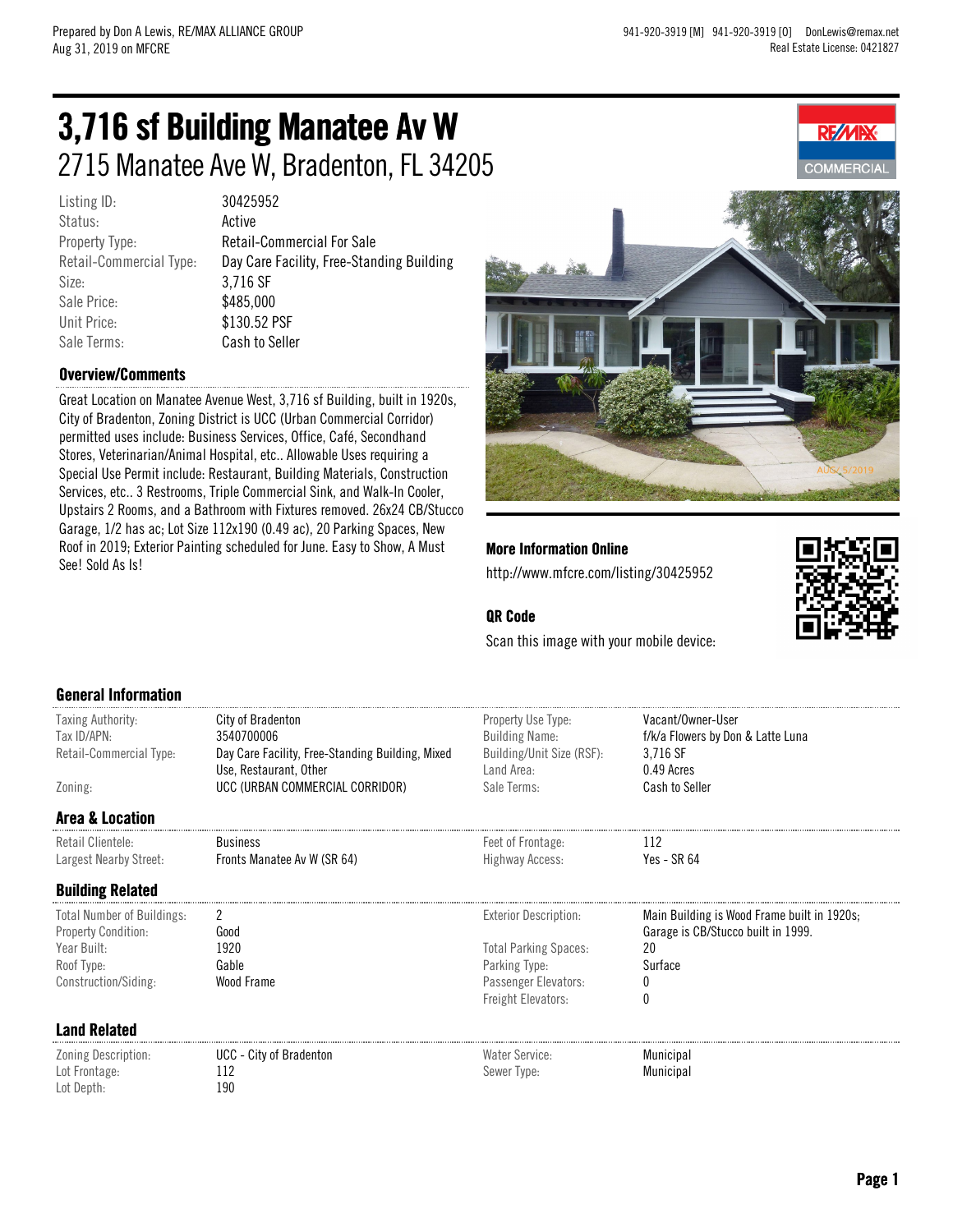Prepared by Don A Lewis, RE/MAX ALLIANCE GROUP
Aug 31, 2019 on MFCRE

941-920-3919 [M] 941-920-3919 [O] DonLewis@remax.net
Real Estate License: 0421827

# 3,716 sf Building Manatee Av W

## 2715 Manatee Ave W, Bradenton, FL 34205

| | |
|---|---|
| Listing ID: | 30425952 |
| Status: | Active |
| Property Type: | Retail-Commercial For Sale |
| Retail-Commercial Type: | Day Care Facility, Free-Standing Building |
| Size: | 3,716 SF |
| Sale Price: | $485,000 |
| Unit Price: | $130.52 PSF |
| Sale Terms: | Cash to Seller |

### Overview/Comments

Great Location on Manatee Avenue West, 3,716 sf Building, built in 1920s, City of Bradenton, Zoning District is UCC (Urban Commercial Corridor) permitted uses include: Business Services, Office, Café, Secondhand Stores, Veterinarian/Animal Hospital, etc.. Allowable Uses requiring a Special Use Permit include: Restaurant, Building Materials, Construction Services, etc.. 3 Restrooms, Triple Commercial Sink, and Walk-In Cooler, Upstairs 2 Rooms, and a Bathroom with Fixtures removed. 26x24 CB/Stucco Garage, 1/2 has ac; Lot Size 112x190 (0.49 ac), 20 Parking Spaces, New Roof in 2019; Exterior Painting scheduled for June. Easy to Show, A Must See! Sold As Is!

### More Information Online

http://www.mfcre.com/listing/30425952

### QR Code

Scan this image with your mobile device:

### General Information

| | | | |
|---|---|---|---|
| Taxing Authority: | City of Bradenton | Property Use Type: | Vacant/Owner-User |
| Tax ID/APN: | 3540700006 | Building Name: | f/k/a Flowers by Don & Latte Luna |
| Retail-Commercial Type: | Day Care Facility, Free-Standing Building, Mixed Use, Restaurant, Other | Building/Unit Size (RSF): | 3,716 SF |
| | | Land Area: | 0.49 Acres |
| Zoning: | UCC (URBAN COMMERCIAL CORRIDOR) | Sale Terms: | Cash to Seller |

### Area & Location

| | | | |
|---|---|---|---|
| Retail Clientele: | Business | Feet of Frontage: | 112 |
| Largest Nearby Street: | Fronts Manatee Av W (SR 64) | Highway Access: | Yes - SR 64 |

### Building Related

| | | | |
|---|---|---|---|
| Total Number of Buildings: | 2 | Exterior Description: | Main Building is Wood Frame built in 1920s; Garage is CB/Stucco built in 1999. |
| Property Condition: | Good | | |
| Year Built: | 1920 | Total Parking Spaces: | 20 |
| Roof Type: | Gable | Parking Type: | Surface |
| Construction/Siding: | Wood Frame | Passenger Elevators: | 0 |
| | | Freight Elevators: | 0 |

### Land Related

| | | | |
|---|---|---|---|
| Zoning Description: | UCC - City of Bradenton | Water Service: | Municipal |
| Lot Frontage: | 112 | Sewer Type: | Municipal |
| Lot Depth: | 190 | | |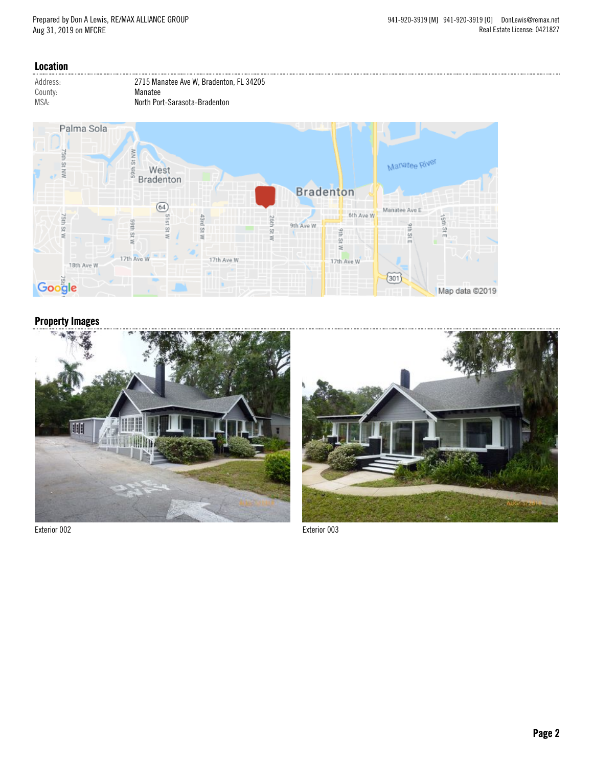## Location

| | |
|---|---|
| Address: | 2715 Manatee Ave W, Bradenton, FL 34205 |
| County: | Manatee |
| MSA: | North Port-Sarasota-Bradenton |

## Property Images

Exterior 002

Exterior 003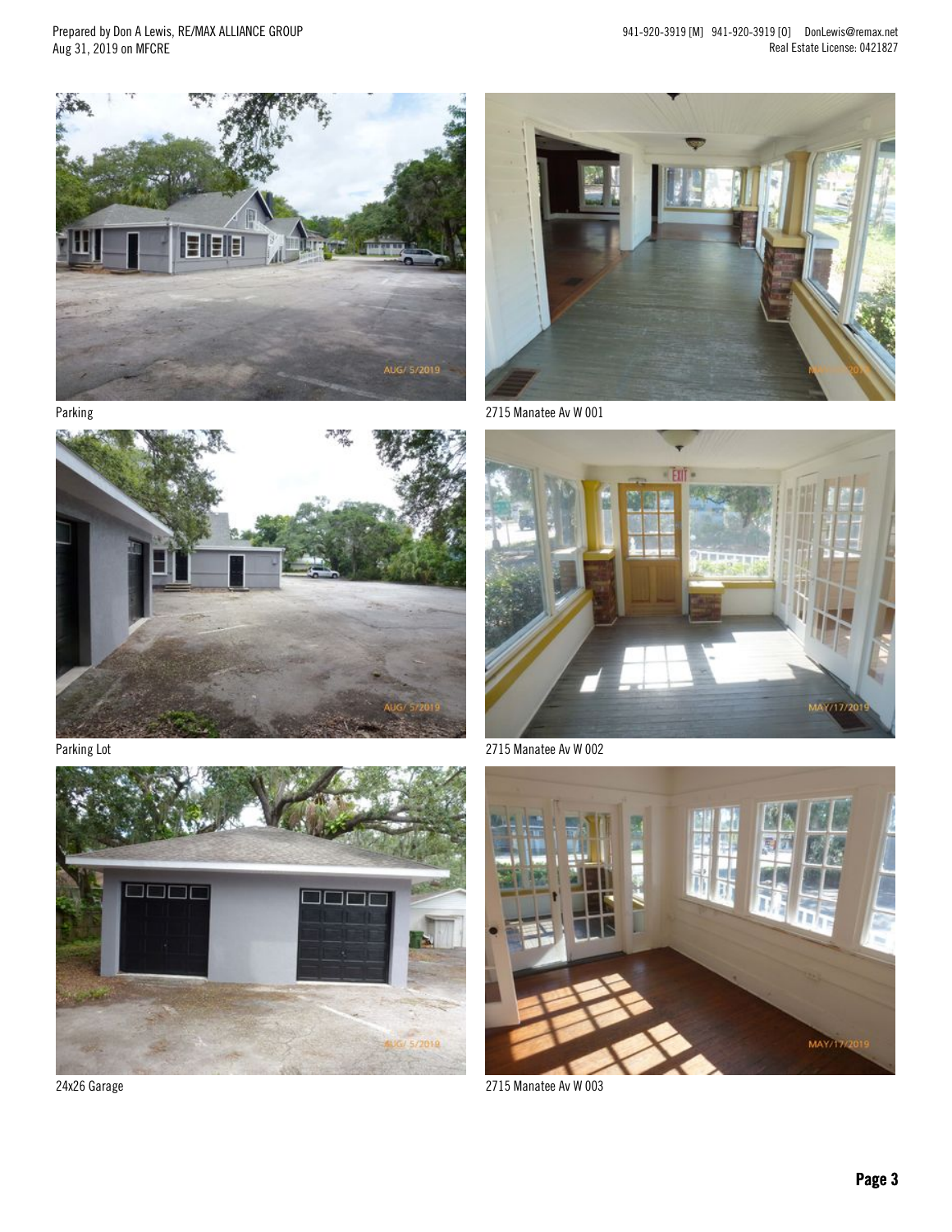Parking

2715 Manatee Av W 001

Parking Lot

2715 Manatee Av W 002

24x26 Garage

2715 Manatee Av W 003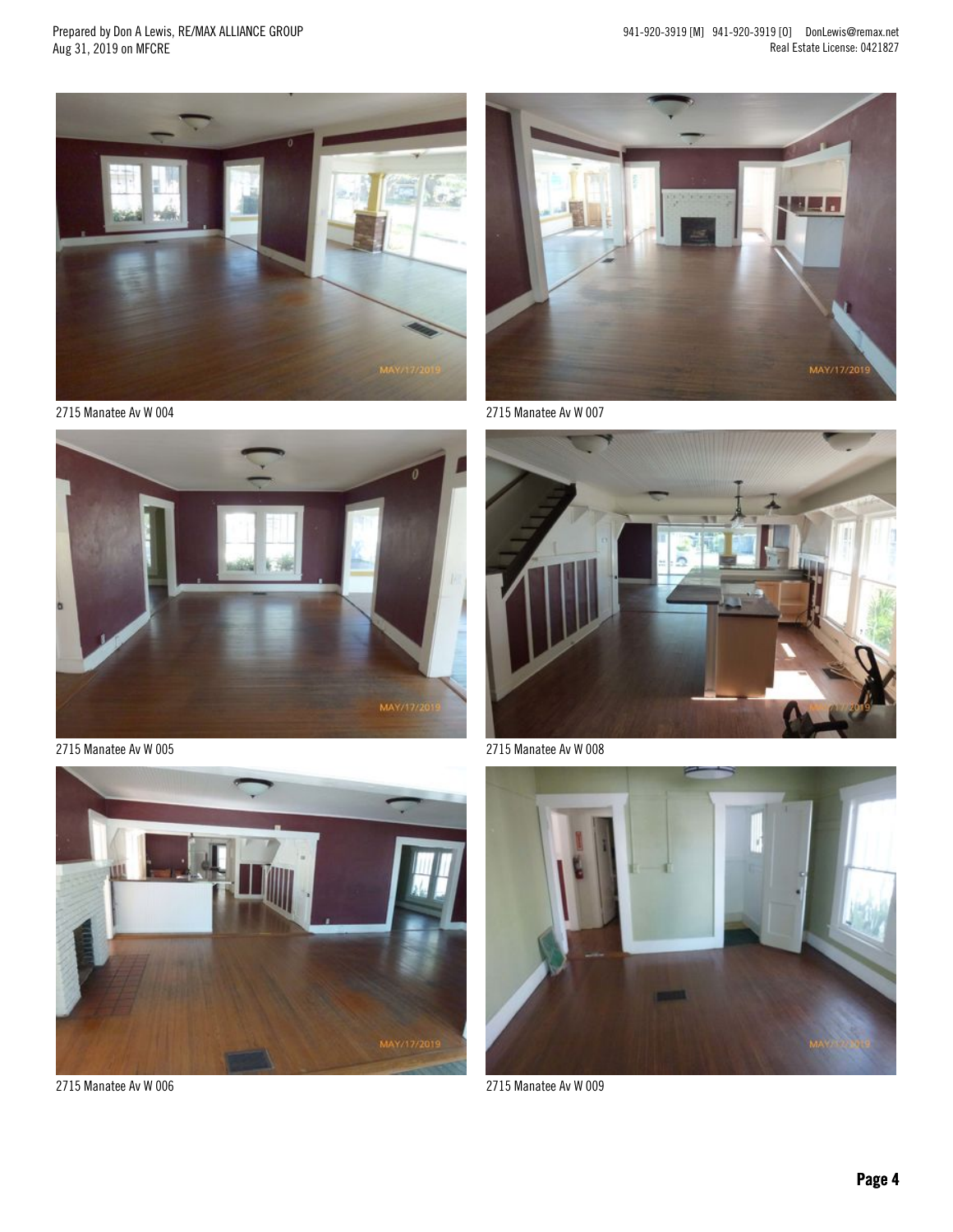2715 Manatee Av W 004

2715 Manatee Av W 007

2715 Manatee Av W 005

2715 Manatee Av W 008

2715 Manatee Av W 006

2715 Manatee Av W 009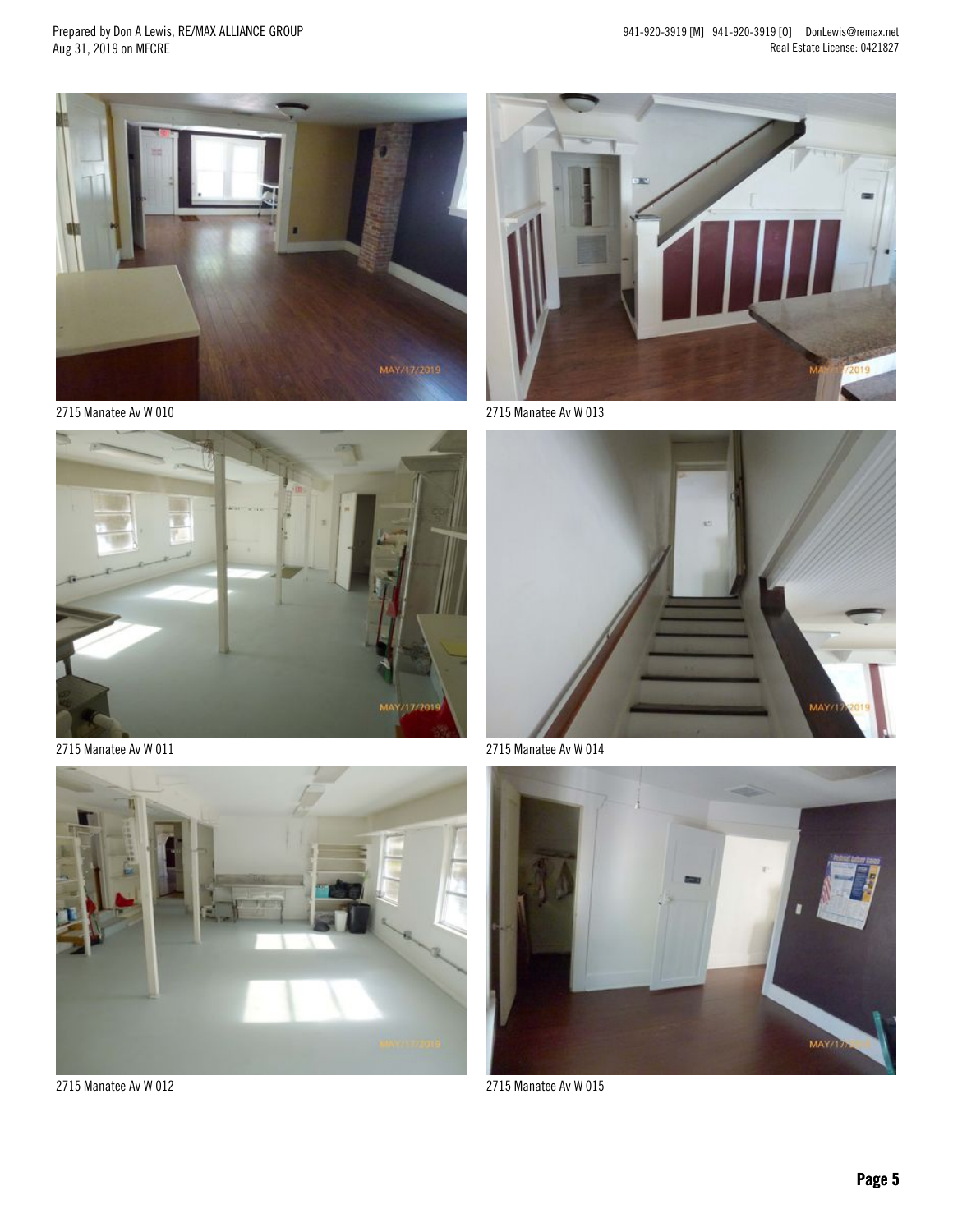2715 Manatee Av W 010

2715 Manatee Av W 013

2715 Manatee Av W 011

2715 Manatee Av W 014

2715 Manatee Av W 012

2715 Manatee Av W 015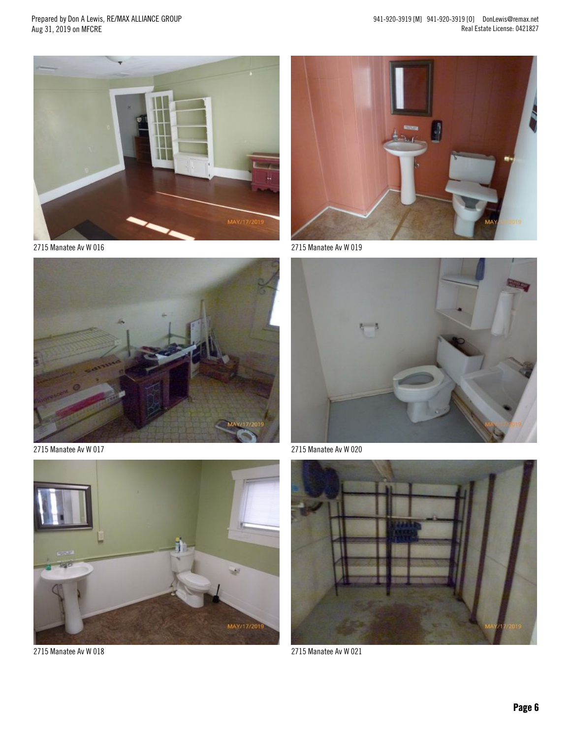2715 Manatee Av W 016

2715 Manatee Av W 019

2715 Manatee Av W 017

2715 Manatee Av W 020

2715 Manatee Av W 018

2715 Manatee Av W 021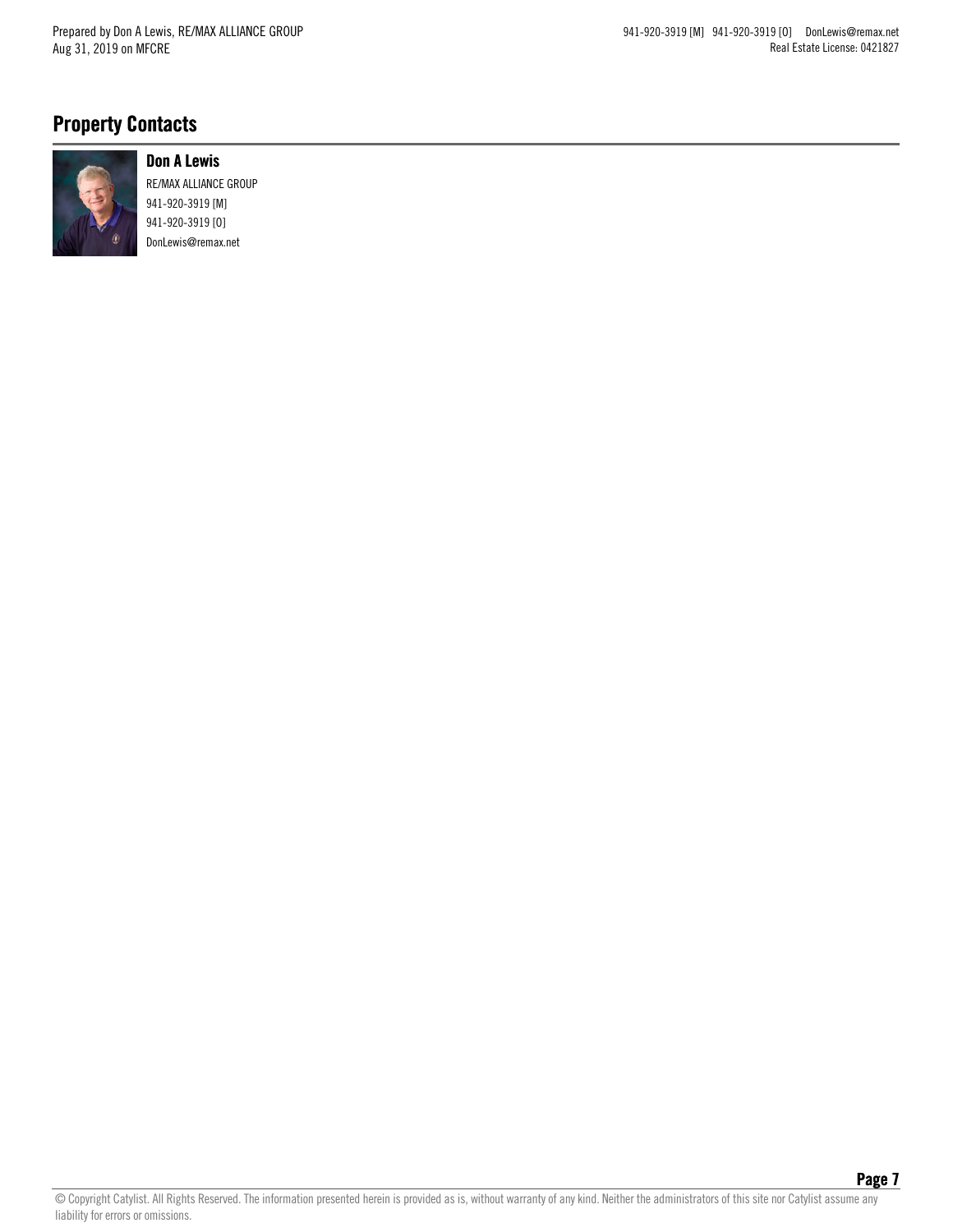## Property Contacts

**Don A Lewis**

RE/MAX ALLIANCE GROUP

941-920-3919 [M]

941-920-3919 [O]

DonLewis@remax.net

© Copyright Catylist. All Rights Reserved. The information presented herein is provided as is, without warranty of any kind. Neither the administrators of this site nor Catylist assume any liability for errors or omissions.